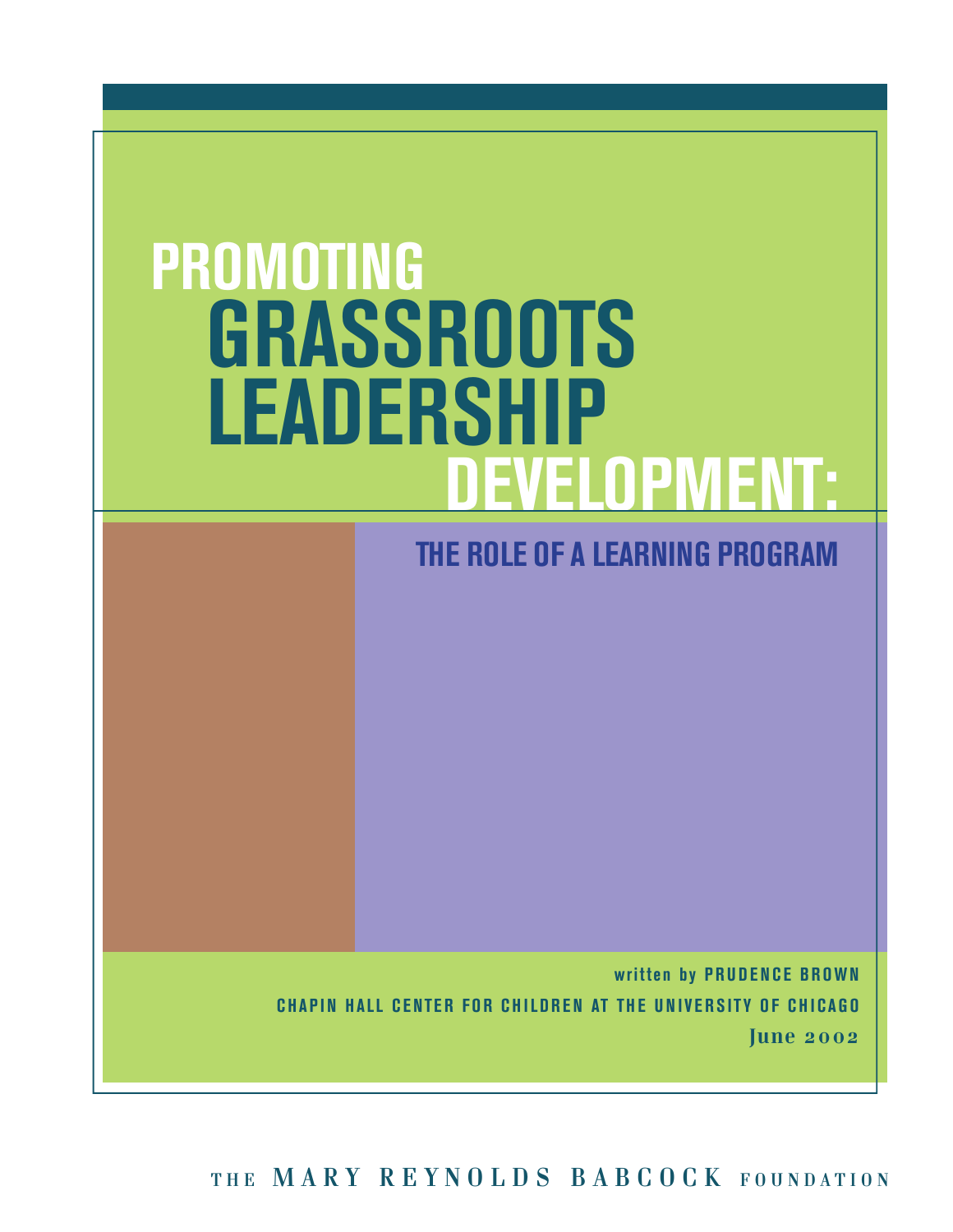# PROMOTING GRASSROOTS LEADERSHIP DEVELOPMENT:

## THE ROLE OF A LEARNING PROGRAM

written by **PRUDENCE BROWN**

**CHAPIN HALL CENTER FOR CHILDREN AT THE UNIVERSITY OF CHICAGO**

**June 2002**

THE MARY REYNOLDS BABCOCK FOUNDATION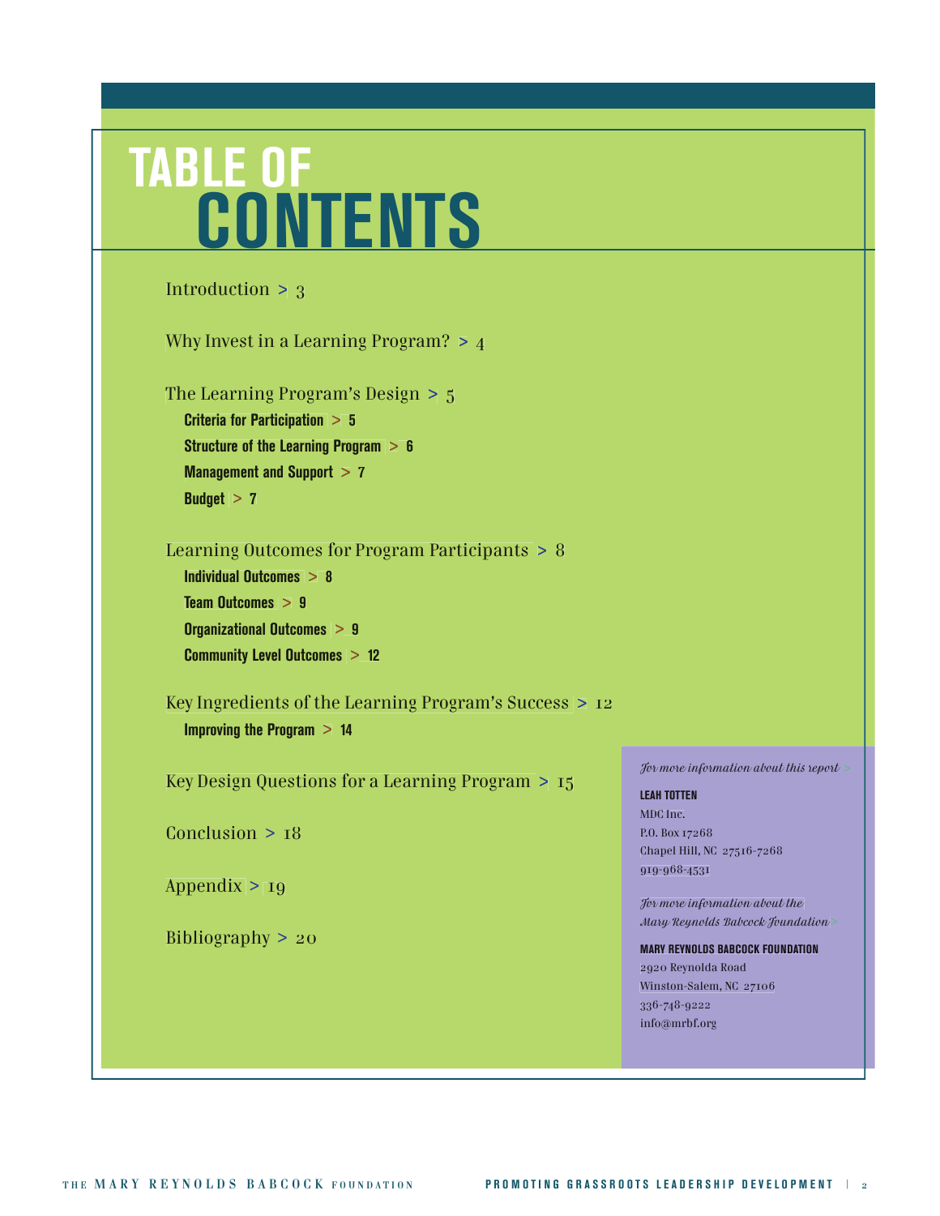# TABLE OF CONTENTS

Introduction > 3

Why Invest in a Learning Program? > 4

The Learning Program's Design > 5

- **Criteria for Participation > 5**
- **Structure of the Learning Program > 6**
- **Management and Support > 7**
- **Budget > 7**

Learning Outcomes for Program Participants > 8

- **Individual Outcomes > 8**
- **Team Outcomes > 9**
- **Organizational Outcomes > 9**
- **Community Level Outcomes > 12**

Key Ingredients of the Learning Program's Success > 12

- **Improving the Program > 14**

Key Design Questions for a Learning Program > 15

Conclusion > 18

Appendix > 19

Bibliography > 20

*For more information about this report >*

**LEAH TOTTEN**
MDC Inc.
P.O. Box 17268
Chapel Hill, NC 27516-7268
919-968-4531

*For more information about the Mary Reynolds Babcock Foundation >*

**MARY REYNOLDS BABCOCK FOUNDATION**
2920 Reynolda Road
Winston-Salem, NC 27106
336-748-9222
info@mrbf.org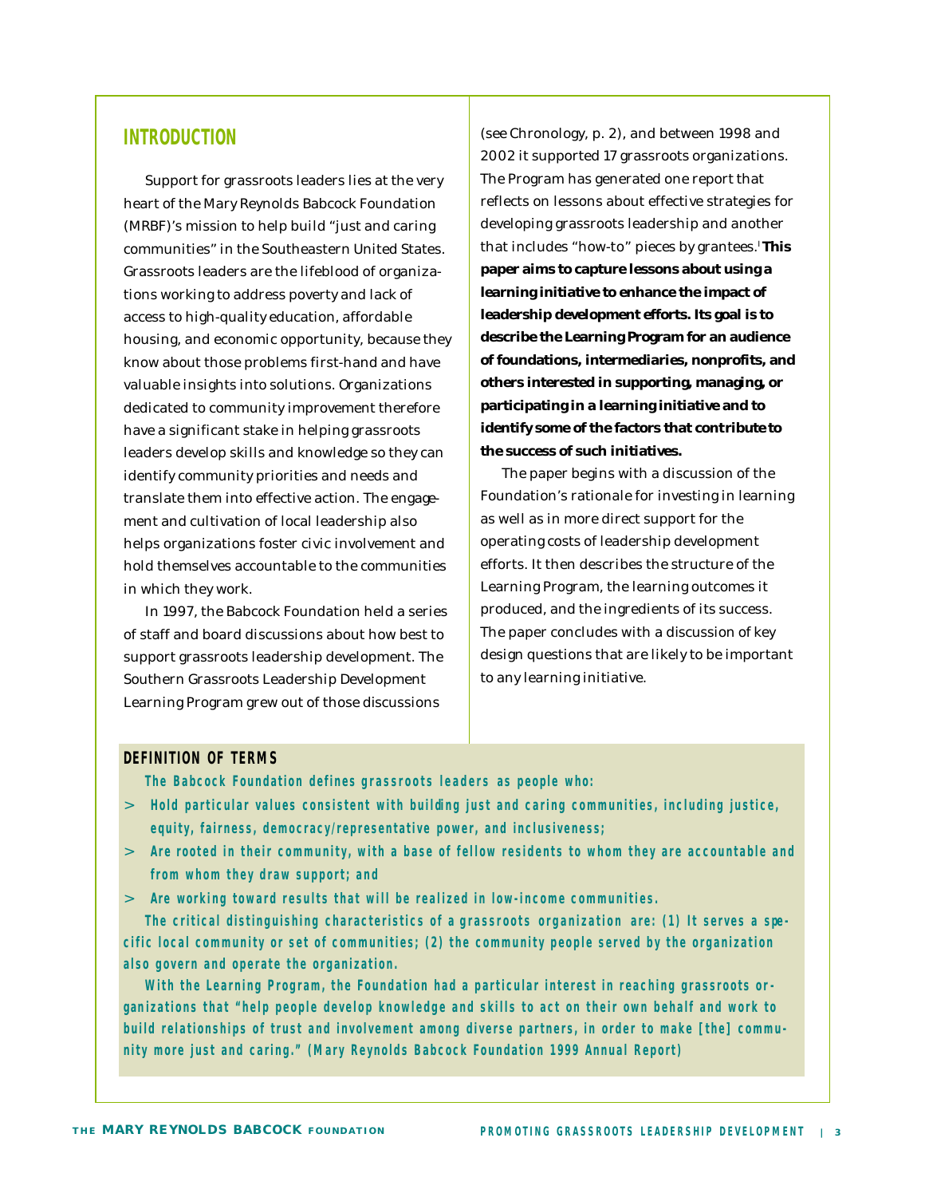## INTRODUCTION

Support for grassroots leaders lies at the very heart of the Mary Reynolds Babcock Foundation (MRBF)'s mission to help build "just and caring communities" in the Southeastern United States. Grassroots leaders are the lifeblood of organizations working to address poverty and lack of access to high-quality education, affordable housing, and economic opportunity, because they know about those problems first-hand and have valuable insights into solutions. Organizations dedicated to community improvement therefore have a significant stake in helping grassroots leaders develop skills and knowledge so they can identify community priorities and needs and translate them into effective action. The engagement and cultivation of local leadership also helps organizations foster civic involvement and hold themselves accountable to the communities in which they work.

In 1997, the Babcock Foundation held a series of staff and board discussions about how best to support grassroots leadership development. The Southern Grassroots Leadership Development Learning Program grew out of those discussions (see Chronology, p. 2), and between 1998 and 2002 it supported 17 grassroots organizations. The Program has generated one report that reflects on lessons about effective strategies for developing grassroots leadership and another that includes "how-to" pieces by grantees.[1] **This paper aims to capture lessons about using a learning initiative to enhance the impact of leadership development efforts. Its goal is to describe the Learning Program for an audience of foundations, intermediaries, nonprofits, and others interested in supporting, managing, or participating in a learning initiative and to identify some of the factors that contribute to the success of such initiatives.**

The paper begins with a discussion of the Foundation's rationale for investing in learning as well as in more direct support for the operating costs of leadership development efforts. It then describes the structure of the Learning Program, the learning outcomes it produced, and the ingredients of its success. The paper concludes with a discussion of key design questions that are likely to be important to any learning initiative.

### DEFINITION OF TERMS

The Babcock Foundation defines grassroots leaders as people who:

> Hold particular values consistent with building just and caring communities, including justice, equity, fairness, democracy/representative power, and inclusiveness;

> Are rooted in their community, with a base of fellow residents to whom they are accountable and from whom they draw support; and

> Are working toward results that will be realized in low-income communities.

The critical distinguishing characteristics of a grassroots organization are: (1) It serves a specific local community or set of communities; (2) the community people served by the organization also govern and operate the organization.

With the Learning Program, the Foundation had a particular interest in reaching grassroots organizations that "help people develop knowledge and skills to act on their own behalf and work to build relationships of trust and involvement among diverse partners, in order to make [the] community more just and caring." (Mary Reynolds Babcock Foundation 1999 Annual Report)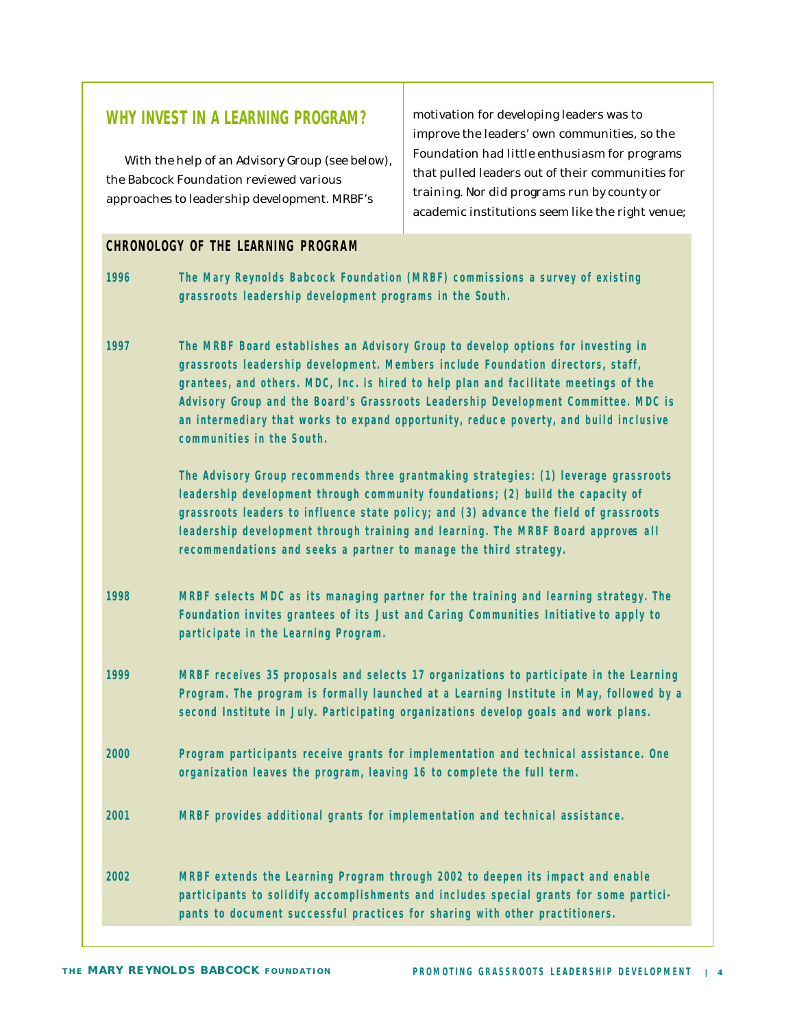## WHY INVEST IN A LEARNING PROGRAM?

With the help of an Advisory Group (see below), the Babcock Foundation reviewed various approaches to leadership development. MRBF's motivation for developing leaders was to improve the leaders' own communities, so the Foundation had little enthusiasm for programs that pulled leaders out of their communities for training. Nor did programs run by county or academic institutions seem like the right venue;

### CHRONOLOGY OF THE LEARNING PROGRAM

**1996** — **The Mary Reynolds Babcock Foundation (MRBF) commissions a survey of existing grassroots leadership development programs in the South.**

**1997** — **The MRBF Board establishes an Advisory Group to develop options for investing in grassroots leadership development. Members include Foundation directors, staff, grantees, and others. MDC, Inc. is hired to help plan and facilitate meetings of the Advisory Group and the Board's Grassroots Leadership Development Committee. MDC is an intermediary that works to expand opportunity, reduce poverty, and build inclusive communities in the South.**

**The Advisory Group recommends three grantmaking strategies: (1) leverage grassroots leadership development through community foundations; (2) build the capacity of grassroots leaders to influence state policy; and (3) advance the field of grassroots leadership development through training and learning. The MRBF Board approves all recommendations and seeks a partner to manage the third strategy.**

**1998** — **MRBF selects MDC as its managing partner for the training and learning strategy. The Foundation invites grantees of its Just and Caring Communities Initiative to apply to participate in the Learning Program.**

**1999** — **MRBF receives 35 proposals and selects 17 organizations to participate in the Learning Program. The program is formally launched at a Learning Institute in May, followed by a second Institute in July. Participating organizations develop goals and work plans.**

**2000** — **Program participants receive grants for implementation and technical assistance. One organization leaves the program, leaving 16 to complete the full term.**

**2001** — **MRBF provides additional grants for implementation and technical assistance.**

**2002** — **MRBF extends the Learning Program through 2002 to deepen its impact and enable participants to solidify accomplishments and includes special grants for some participants to document successful practices for sharing with other practitioners.**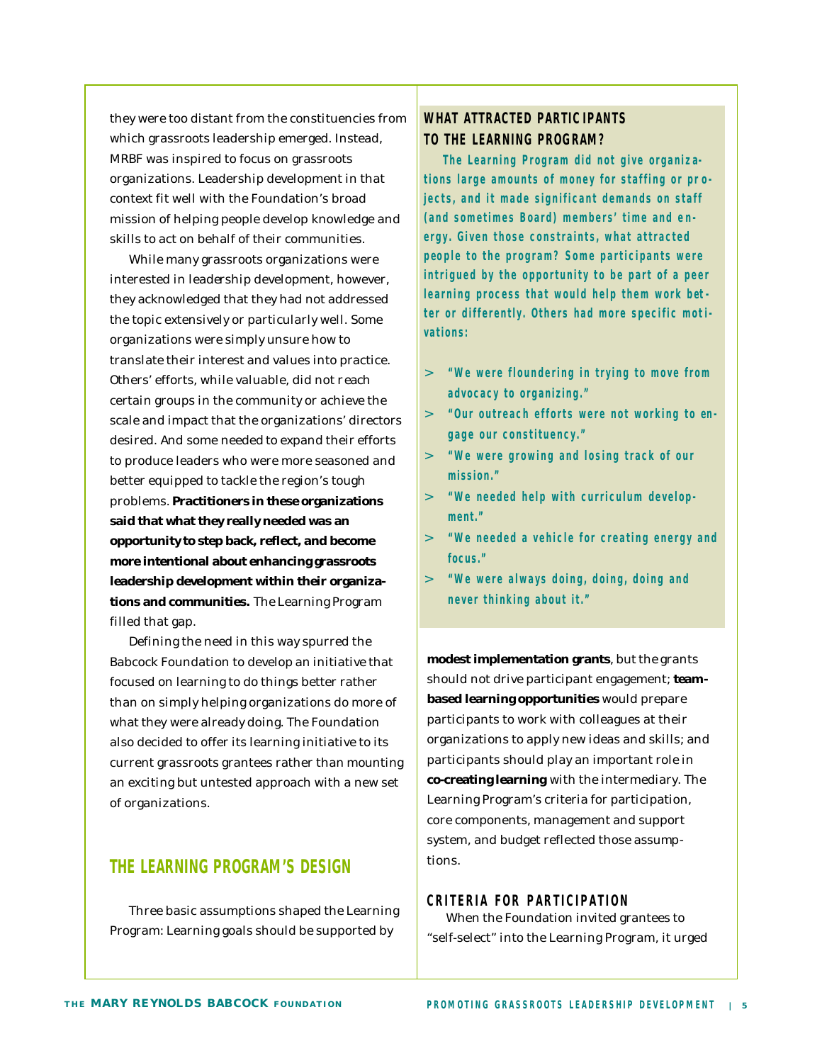they were too distant from the constituencies from which grassroots leadership emerged. Instead, MRBF was inspired to focus on grassroots organizations. Leadership development in that context fit well with the Foundation's broad mission of helping people develop knowledge and skills to act on behalf of their communities.

While many grassroots organizations were interested in leadership development, however, they acknowledged that they had not addressed the topic extensively or particularly well. Some organizations were simply unsure how to translate their interest and values into practice. Others' efforts, while valuable, did not reach certain groups in the community or achieve the scale and impact that the organizations' directors desired. And some needed to expand their efforts to produce leaders who were more seasoned and better equipped to tackle the region's tough problems. **Practitioners in these organizations said that what they really needed was an opportunity to step back, reflect, and become more intentional about enhancing grassroots leadership development within their organizations and communities.** The Learning Program filled that gap.

Defining the need in this way spurred the Babcock Foundation to develop an initiative that focused on learning to do things better rather than on simply helping organizations do more of what they were already doing. The Foundation also decided to offer its learning initiative to its current grassroots grantees rather than mounting an exciting but untested approach with a new set of organizations.

## THE LEARNING PROGRAM'S DESIGN

Three basic assumptions shaped the Learning Program: Learning goals should be supported by **modest implementation grants**, but the grants should not drive participant engagement; **team-based learning opportunities** would prepare participants to work with colleagues at their organizations to apply new ideas and skills; and participants should play an important role in **co-creating learning** with the intermediary. The Learning Program's criteria for participation, core components, management and support system, and budget reflected those assumptions.

### CRITERIA FOR PARTICIPATION

When the Foundation invited grantees to "self-select" into the Learning Program, it urged

### WHAT ATTRACTED PARTICIPANTS TO THE LEARNING PROGRAM?

The Learning Program did not give organizations large amounts of money for staffing or projects, and it made significant demands on staff (and sometimes Board) members' time and energy. Given those constraints, what attracted people to the program? Some participants were intrigued by the opportunity to be part of a peer learning process that would help them work better or differently. Others had more specific motivations:

> "We were floundering in trying to move from advocacy to organizing."

> "Our outreach efforts were not working to engage our constituency."

> "We were growing and losing track of our mission."

> "We needed help with curriculum development."

> "We needed a vehicle for creating energy and focus."

> "We were always doing, doing, doing and never thinking about it."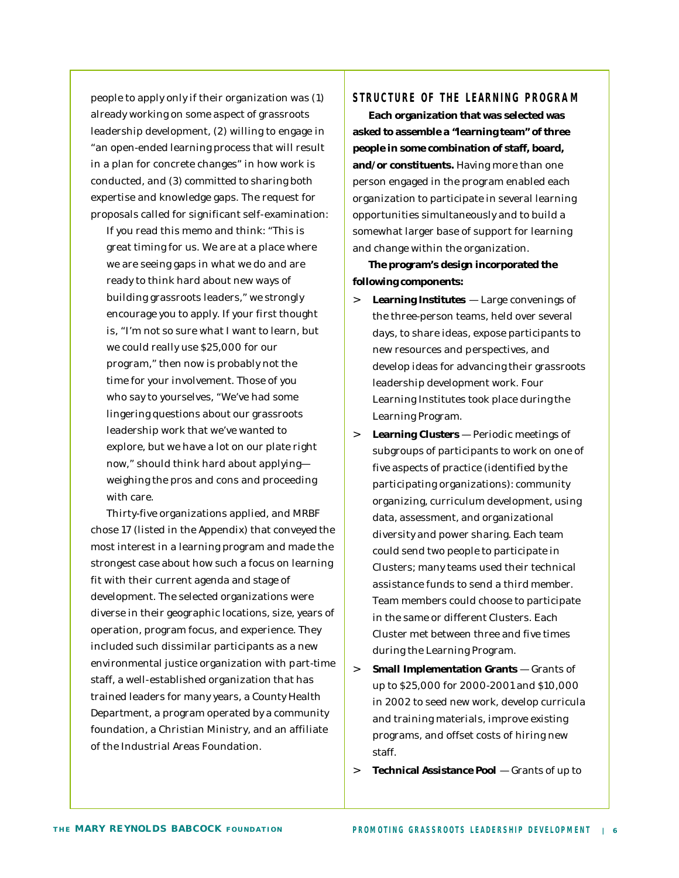people to apply only if their organization was (1) already working on some aspect of grassroots leadership development, (2) willing to engage in "an open-ended learning process that will result in a plan for concrete changes" in how work is conducted, and (3) committed to sharing both expertise and knowledge gaps. The request for proposals called for significant self-examination:

> If you read this memo and think: "This is great timing for us. We are at a place where we are seeing gaps in what we do and are ready to think hard about new ways of building grassroots leaders," we strongly encourage you to apply. If your first thought is, "I'm not so sure what I want to learn, but we could really use $25,000 for our program," then now is probably not the time for your involvement. Those of you who say to yourselves, "We've had some lingering questions about our grassroots leadership work that we've wanted to explore, but we have a lot on our plate right now," should think hard about applying—weighing the pros and cons and proceeding with care.

Thirty-five organizations applied, and MRBF chose 17 (listed in the Appendix) that conveyed the most interest in a learning program and made the strongest case about how such a focus on learning fit with their current agenda and stage of development. The selected organizations were diverse in their geographic locations, size, years of operation, program focus, and experience. They included such dissimilar participants as a new environmental justice organization with part-time staff, a well-established organization that has trained leaders for many years, a County Health Department, a program operated by a community foundation, a Christian Ministry, and an affiliate of the Industrial Areas Foundation.

## STRUCTURE OF THE LEARNING PROGRAM

**Each organization that was selected was asked to assemble a "learning team" of three people in some combination of staff, board, and/or constituents.** Having more than one person engaged in the program enabled each organization to participate in several learning opportunities simultaneously and to build a somewhat larger base of support for learning and change within the organization.

**The program's design incorporated the following components:**

> **Learning Institutes** — Large convenings of the three-person teams, held over several days, to share ideas, expose participants to new resources and perspectives, and develop ideas for advancing their grassroots leadership development work. Four Learning Institutes took place during the Learning Program.

> **Learning Clusters** — Periodic meetings of subgroups of participants to work on one of five aspects of practice (identified by the participating organizations): community organizing, curriculum development, using data, assessment, and organizational diversity and power sharing. Each team could send two people to participate in Clusters; many teams used their technical assistance funds to send a third member. Team members could choose to participate in the same or different Clusters. Each Cluster met between three and five times during the Learning Program.

> **Small Implementation Grants** — Grants of up to $25,000 for 2000-2001 and $10,000 in 2002 to seed new work, develop curricula and training materials, improve existing programs, and offset costs of hiring new staff.

> **Technical Assistance Pool** — Grants of up to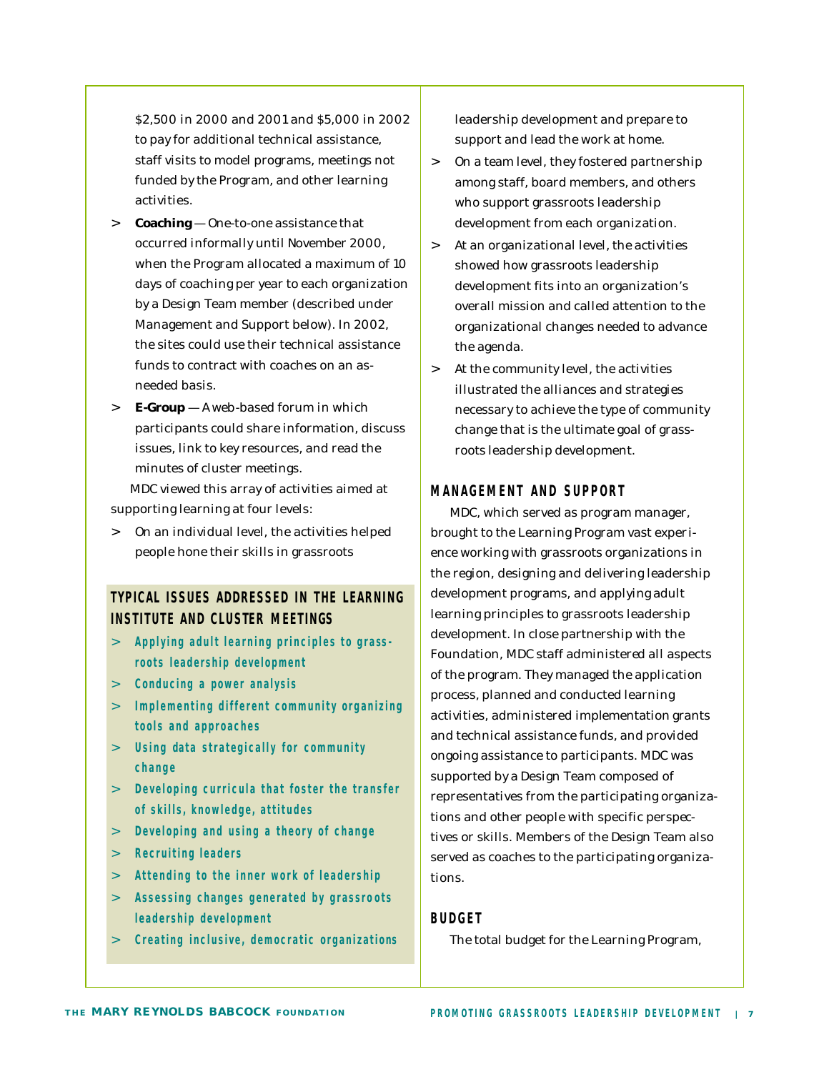$2,500 in 2000 and 2001 and $5,000 in 2002 to pay for additional technical assistance, staff visits to model programs, meetings not funded by the Program, and other learning activities.

> **Coaching** — One-to-one assistance that occurred informally until November 2000, when the Program allocated a maximum of 10 days of coaching per year to each organization by a Design Team member (described under Management and Support below). In 2002, the sites could use their technical assistance funds to contract with coaches on an as-needed basis.

> **E-Group** — A web-based forum in which participants could share information, discuss issues, link to key resources, and read the minutes of cluster meetings.

MDC viewed this array of activities aimed at supporting learning at four levels:

> On an individual level, the activities helped people hone their skills in grassroots leadership development and prepare to support and lead the work at home.

> On a team level, they fostered partnership among staff, board members, and others who support grassroots leadership development from each organization.

> At an organizational level, the activities showed how grassroots leadership development fits into an organization's overall mission and called attention to the organizational changes needed to advance the agenda.

> At the community level, the activities illustrated the alliances and strategies necessary to achieve the type of community change that is the ultimate goal of grassroots leadership development.

### TYPICAL ISSUES ADDRESSED IN THE LEARNING INSTITUTE AND CLUSTER MEETINGS

> Applying adult learning principles to grassroots leadership development

> Conducing a power analysis

> Implementing different community organizing tools and approaches

> Using data strategically for community change

> Developing curricula that foster the transfer of skills, knowledge, attitudes

> Developing and using a theory of change

> Recruiting leaders

> Attending to the inner work of leadership

> Assessing changes generated by grassroots leadership development

> Creating inclusive, democratic organizations

## MANAGEMENT AND SUPPORT

MDC, which served as program manager, brought to the Learning Program vast experience working with grassroots organizations in the region, designing and delivering leadership development programs, and applying adult learning principles to grassroots leadership development. In close partnership with the Foundation, MDC staff administered all aspects of the program. They managed the application process, planned and conducted learning activities, administered implementation grants and technical assistance funds, and provided ongoing assistance to participants. MDC was supported by a Design Team composed of representatives from the participating organizations and other people with specific perspectives or skills. Members of the Design Team also served as coaches to the participating organizations.

## BUDGET

The total budget for the Learning Program,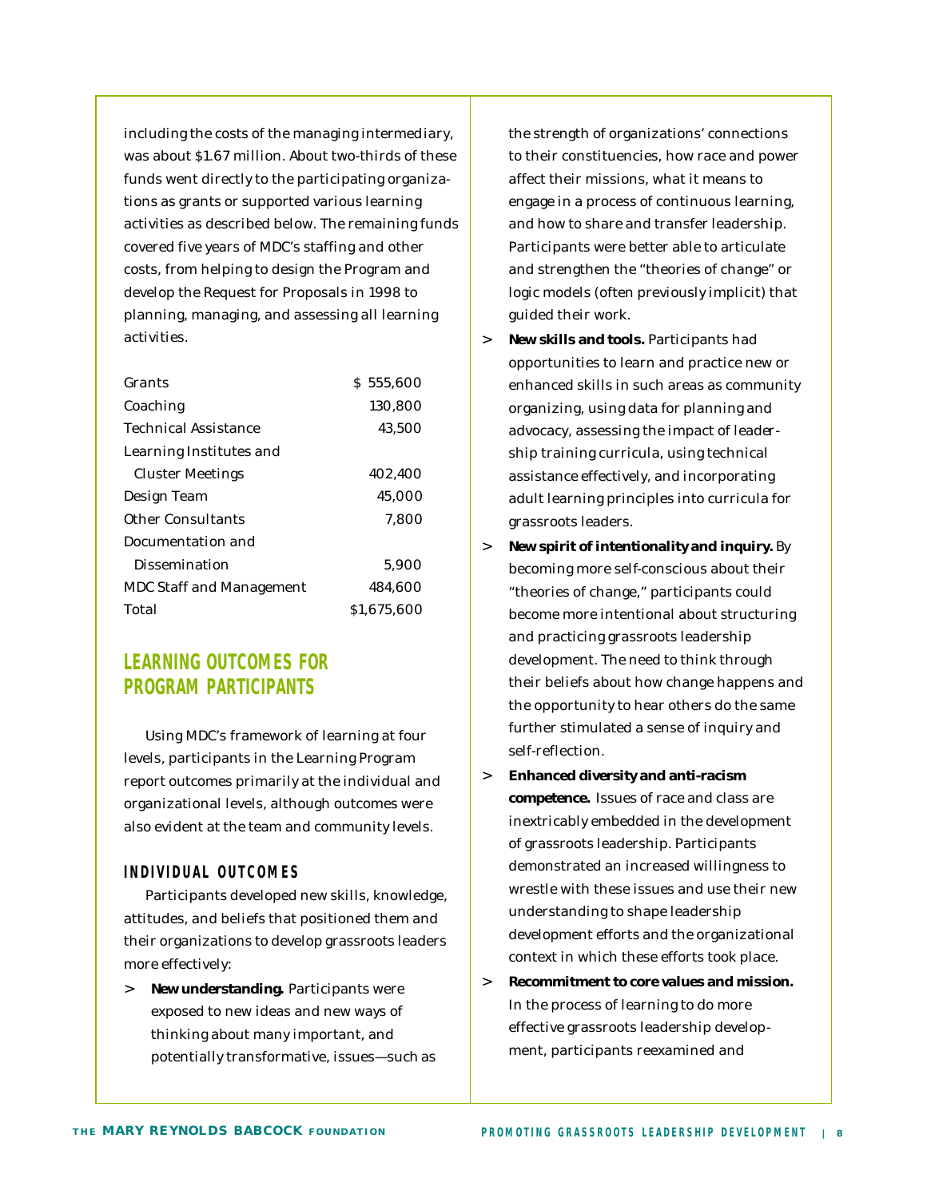including the costs of the managing intermediary, was about $1.67 million. About two-thirds of these funds went directly to the participating organizations as grants or supported various learning activities as described below. The remaining funds covered five years of MDC's staffing and other costs, from helping to design the Program and develop the Request for Proposals in 1998 to planning, managing, and assessing all learning activities.

| | |
|---|---|
| Grants | $ 555,600 |
| Coaching | 130,800 |
| Technical Assistance | 43,500 |
| Learning Institutes and Cluster Meetings | 402,400 |
| Design Team | 45,000 |
| Other Consultants | 7,800 |
| Documentation and Dissemination | 5,900 |
| MDC Staff and Management | 484,600 |
| Total | $1,675,600 |

## LEARNING OUTCOMES FOR PROGRAM PARTICIPANTS

Using MDC's framework of learning at four levels, participants in the Learning Program report outcomes primarily at the individual and organizational levels, although outcomes were also evident at the team and community levels.

### INDIVIDUAL OUTCOMES

Participants developed new skills, knowledge, attitudes, and beliefs that positioned them and their organizations to develop grassroots leaders more effectively:

> **New understanding.** Participants were exposed to new ideas and new ways of thinking about many important, and potentially transformative, issues—such as the strength of organizations' connections to their constituencies, how race and power affect their missions, what it means to engage in a process of continuous learning, and how to share and transfer leadership. Participants were better able to articulate and strengthen the "theories of change" or logic models (often previously implicit) that guided their work.

> **New skills and tools.** Participants had opportunities to learn and practice new or enhanced skills in such areas as community organizing, using data for planning and advocacy, assessing the impact of leadership training curricula, using technical assistance effectively, and incorporating adult learning principles into curricula for grassroots leaders.

> **New spirit of intentionality and inquiry.** By becoming more self-conscious about their "theories of change," participants could become more intentional about structuring and practicing grassroots leadership development. The need to think through their beliefs about how change happens and the opportunity to hear others do the same further stimulated a sense of inquiry and self-reflection.

> **Enhanced diversity and anti-racism competence.** Issues of race and class are inextricably embedded in the development of grassroots leadership. Participants demonstrated an increased willingness to wrestle with these issues and use their new understanding to shape leadership development efforts and the organizational context in which these efforts took place.

> **Recommitment to core values and mission.** In the process of learning to do more effective grassroots leadership development, participants reexamined and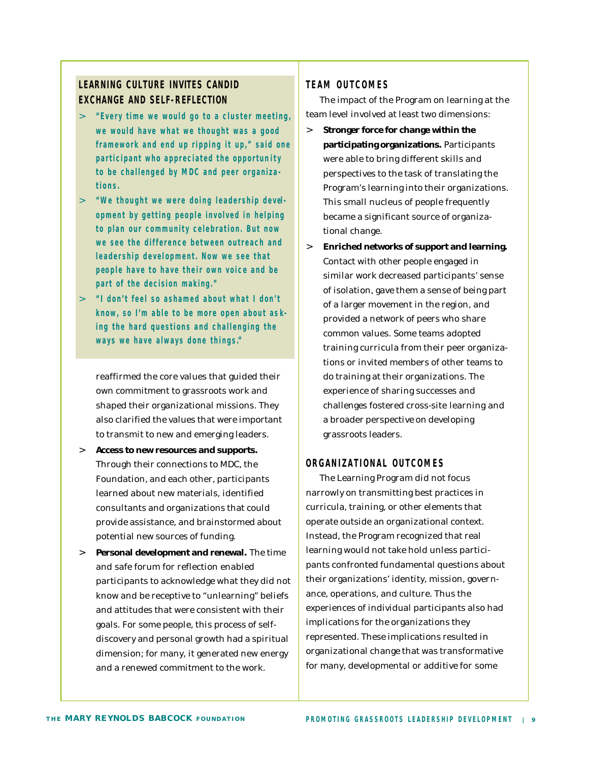### LEARNING CULTURE INVITES CANDID EXCHANGE AND SELF-REFLECTION

> "Every time we would go to a cluster meeting, we would have what we thought was a good framework and end up ripping it up," said one participant who appreciated the opportunity to be challenged by MDC and peer organizations.

> "We thought we were doing leadership development by getting people involved in helping to plan our community celebration. But now we see the difference between outreach and leadership development. Now we see that people have to have their own voice and be part of the decision making."

> "I don't feel so ashamed about what I don't know, so I'm able to be more open about asking the hard questions and challenging the ways we have always done things."

reaffirmed the core values that guided their own commitment to grassroots work and shaped their organizational missions. They also clarified the values that were important to transmit to new and emerging leaders.

- **Access to new resources and supports.** Through their connections to MDC, the Foundation, and each other, participants learned about new materials, identified consultants and organizations that could provide assistance, and brainstormed about potential new sources of funding.
- **Personal development and renewal.** The time and safe forum for reflection enabled participants to acknowledge what they did not know and be receptive to "unlearning" beliefs and attitudes that were consistent with their goals. For some people, this process of self-discovery and personal growth had a spiritual dimension; for many, it generated new energy and a renewed commitment to the work.

### TEAM OUTCOMES

The impact of the Program on learning at the team level involved at least two dimensions:

- **Stronger force for change within the participating organizations.** Participants were able to bring different skills and perspectives to the task of translating the Program's learning into their organizations. This small nucleus of people frequently became a significant source of organizational change.
- **Enriched networks of support and learning.** Contact with other people engaged in similar work decreased participants' sense of isolation, gave them a sense of being part of a larger movement in the region, and provided a network of peers who share common values. Some teams adopted training curricula from their peer organizations or invited members of other teams to do training at their organizations. The experience of sharing successes and challenges fostered cross-site learning and a broader perspective on developing grassroots leaders.

### ORGANIZATIONAL OUTCOMES

The Learning Program did not focus narrowly on transmitting best practices in curricula, training, or other elements that operate outside an organizational context. Instead, the Program recognized that real learning would not take hold unless participants confronted fundamental questions about their organizations' identity, mission, governance, operations, and culture. Thus the experiences of individual participants also had implications for the organizations they represented. These implications resulted in organizational change that was transformative for many, developmental or additive for some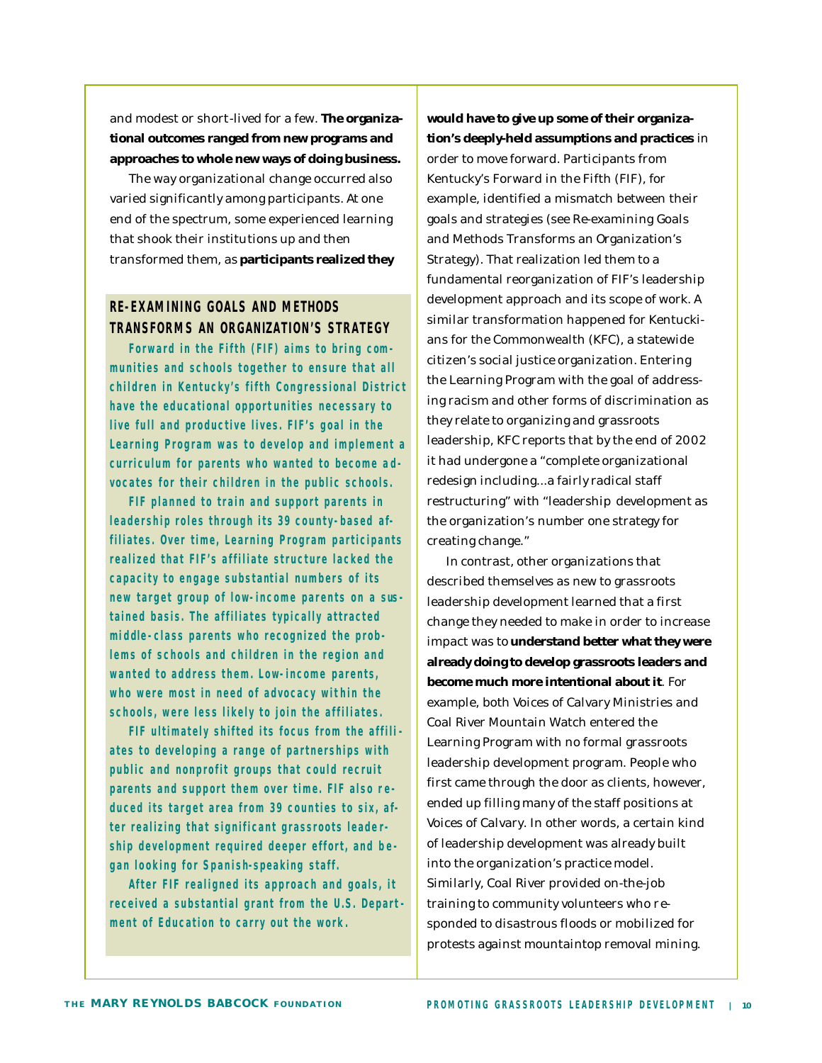and modest or short-lived for a few. **The organizational outcomes ranged from new programs and approaches to whole new ways of doing business.**

The way organizational change occurred also varied significantly among participants. At one end of the spectrum, some experienced learning that shook their institutions up and then transformed them, as **participants realized they would have to give up some of their organization's deeply-held assumptions and practices** in order to move forward. Participants from Kentucky's Forward in the Fifth (FIF), for example, identified a mismatch between their goals and strategies (see Re-examining Goals and Methods Transforms an Organization's Strategy). That realization led them to a fundamental reorganization of FIF's leadership development approach and its scope of work. A similar transformation happened for Kentuckians for the Commonwealth (KFC), a statewide citizen's social justice organization. Entering the Learning Program with the goal of addressing racism and other forms of discrimination as they relate to organizing and grassroots leadership, KFC reports that by the end of 2002 it had undergone a "complete organizational redesign including…a fairly radical staff restructuring" with "leadership development as the organization's number one strategy for creating change."

In contrast, other organizations that described themselves as new to grassroots leadership development learned that a first change they needed to make in order to increase impact was to **understand better what they were already doing to develop grassroots leaders and become much more intentional about it**. For example, both Voices of Calvary Ministries and Coal River Mountain Watch entered the Learning Program with no formal grassroots leadership development program. People who first came through the door as clients, however, ended up filling many of the staff positions at Voices of Calvary. In other words, a certain kind of leadership development was already built into the organization's practice model. Similarly, Coal River provided on-the-job training to community volunteers who responded to disastrous floods or mobilized for protests against mountaintop removal mining.

### RE-EXAMINING GOALS AND METHODS TRANSFORMS AN ORGANIZATION'S STRATEGY

**Forward in the Fifth (FIF) aims to bring communities and schools together to ensure that all children in Kentucky's fifth Congressional District have the educational opportunities necessary to live full and productive lives. FIF's goal in the Learning Program was to develop and implement a curriculum for parents who wanted to become advocates for their children in the public schools.**

**FIF planned to train and support parents in leadership roles through its 39 county-based affiliates. Over time, Learning Program participants realized that FIF's affiliate structure lacked the capacity to engage substantial numbers of its new target group of low-income parents on a sustained basis. The affiliates typically attracted middle-class parents who recognized the problems of schools and children in the region and wanted to address them. Low-income parents, who were most in need of advocacy within the schools, were less likely to join the affiliates.**

**FIF ultimately shifted its focus from the affiliates to developing a range of partnerships with public and nonprofit groups that could recruit parents and support them over time. FIF also reduced its target area from 39 counties to six, after realizing that significant grassroots leadership development required deeper effort, and began looking for Spanish-speaking staff.**

**After FIF realigned its approach and goals, it received a substantial grant from the U.S. Department of Education to carry out the work.**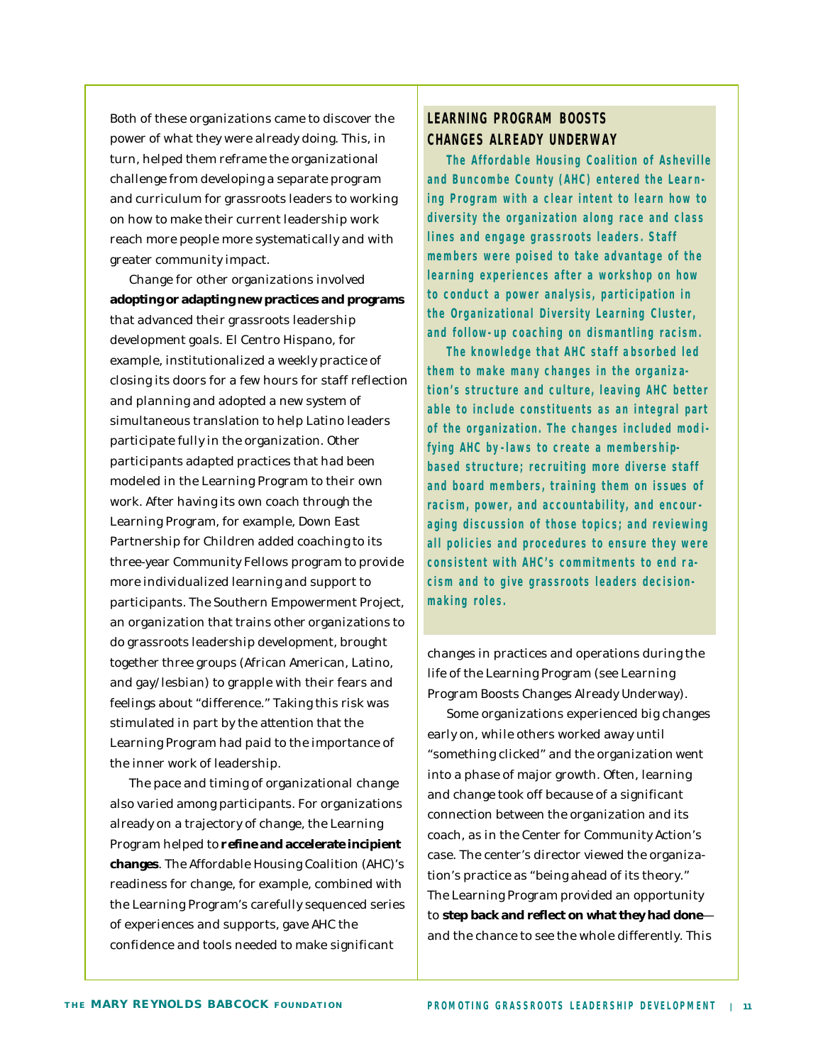Both of these organizations came to discover the power of what they were already doing. This, in turn, helped them reframe the organizational challenge from developing a separate program and curriculum for grassroots leaders to working on how to make their current leadership work reach more people more systematically and with greater community impact.

Change for other organizations involved **adopting or adapting new practices and programs** that advanced their grassroots leadership development goals. El Centro Hispano, for example, institutionalized a weekly practice of closing its doors for a few hours for staff reflection and planning and adopted a new system of simultaneous translation to help Latino leaders participate fully in the organization. Other participants adapted practices that had been modeled in the Learning Program to their own work. After having its own coach through the Learning Program, for example, Down East Partnership for Children added coaching to its three-year Community Fellows program to provide more individualized learning and support to participants. The Southern Empowerment Project, an organization that trains other organizations to do grassroots leadership development, brought together three groups (African American, Latino, and gay/lesbian) to grapple with their fears and feelings about "difference." Taking this risk was stimulated in part by the attention that the Learning Program had paid to the importance of the inner work of leadership.

The pace and timing of organizational change also varied among participants. For organizations already on a trajectory of change, the Learning Program helped to **refine and accelerate incipient changes**. The Affordable Housing Coalition (AHC)'s readiness for change, for example, combined with the Learning Program's carefully sequenced series of experiences and supports, gave AHC the confidence and tools needed to make significant changes in practices and operations during the life of the Learning Program (see Learning Program Boosts Changes Already Underway).

Some organizations experienced big changes early on, while others worked away until "something clicked" and the organization went into a phase of major growth. Often, learning and change took off because of a significant connection between the organization and its coach, as in the Center for Community Action's case. The center's director viewed the organization's practice as "being ahead of its theory." The Learning Program provided an opportunity to **step back and reflect on what they had done**—and the chance to see the whole differently. This

## LEARNING PROGRAM BOOSTS CHANGES ALREADY UNDERWAY

**The Affordable Housing Coalition of Asheville and Buncombe County (AHC) entered the Learning Program with a clear intent to learn how to diversity the organization along race and class lines and engage grassroots leaders. Staff members were poised to take advantage of the learning experiences after a workshop on how to conduct a power analysis, participation in the Organizational Diversity Learning Cluster, and follow-up coaching on dismantling racism.**

**The knowledge that AHC staff absorbed led them to make many changes in the organization's structure and culture, leaving AHC better able to include constituents as an integral part of the organization. The changes included modifying AHC by-laws to create a membership-based structure; recruiting more diverse staff and board members, training them on issues of racism, power, and accountability, and encouraging discussion of those topics; and reviewing all policies and procedures to ensure they were consistent with AHC's commitments to end racism and to give grassroots leaders decision-making roles.**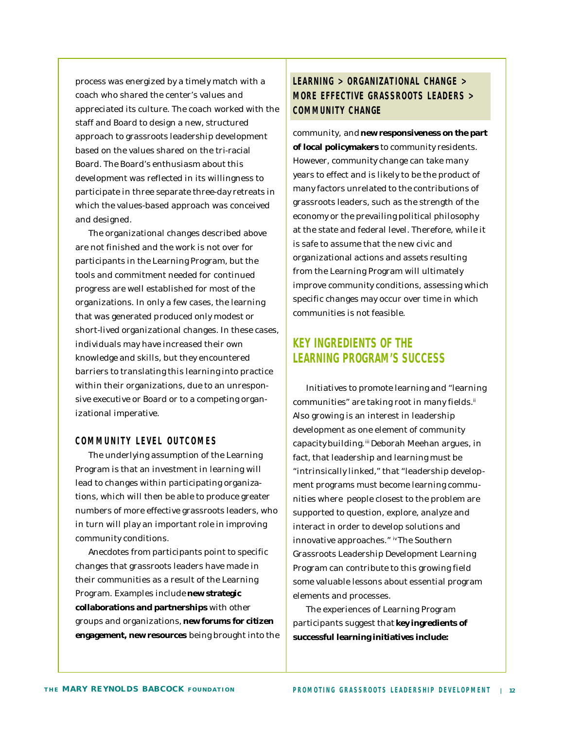process was energized by a timely match with a coach who shared the center's values and appreciated its culture. The coach worked with the staff and Board to design a new, structured approach to grassroots leadership development based on the values shared on the tri-racial Board. The Board's enthusiasm about this development was reflected in its willingness to participate in three separate three-day retreats in which the values-based approach was conceived and designed.

The organizational changes described above are not finished and the work is not over for participants in the Learning Program, but the tools and commitment needed for continued progress are well established for most of the organizations. In only a few cases, the learning that was generated produced only modest or short-lived organizational changes. In these cases, individuals may have increased their own knowledge and skills, but they encountered barriers to translating this learning into practice within their organizations, due to an unresponsive executive or Board or to a competing organizational imperative.

### COMMUNITY LEVEL OUTCOMES

The underlying assumption of the Learning Program is that an investment in learning will lead to changes within participating organizations, which will then be able to produce greater numbers of more effective grassroots leaders, who in turn will play an important role in improving community conditions.

**LEARNING > ORGANIZATIONAL CHANGE > MORE EFFECTIVE GRASSROOTS LEADERS > COMMUNITY CHANGE**

Anecdotes from participants point to specific changes that grassroots leaders have made in their communities as a result of the Learning Program. Examples include **new strategic collaborations and partnerships** with other groups and organizations, **new forums for citizen engagement, new resources** being brought into the community, and **new responsiveness on the part of local policymakers** to community residents. However, community change can take many years to effect and is likely to be the product of many factors unrelated to the contributions of grassroots leaders, such as the strength of the economy or the prevailing political philosophy at the state and federal level. Therefore, while it is safe to assume that the new civic and organizational actions and assets resulting from the Learning Program will ultimately improve community conditions, assessing which specific changes may occur over time in which communities is not feasible.

## KEY INGREDIENTS OF THE LEARNING PROGRAM'S SUCCESS

Initiatives to promote learning and "learning communities" are taking root in many fields.[ii] Also growing is an interest in leadership development as one element of community capacity building.[iii] Deborah Meehan argues, in fact, that leadership and learning must be "intrinsically linked," that "leadership development programs must become learning communities where people closest to the problem are supported to question, explore, analyze and interact in order to develop solutions and innovative approaches."[iv] The Southern Grassroots Leadership Development Learning Program can contribute to this growing field some valuable lessons about essential program elements and processes.

The experiences of Learning Program participants suggest that **key ingredients of successful learning initiatives include:**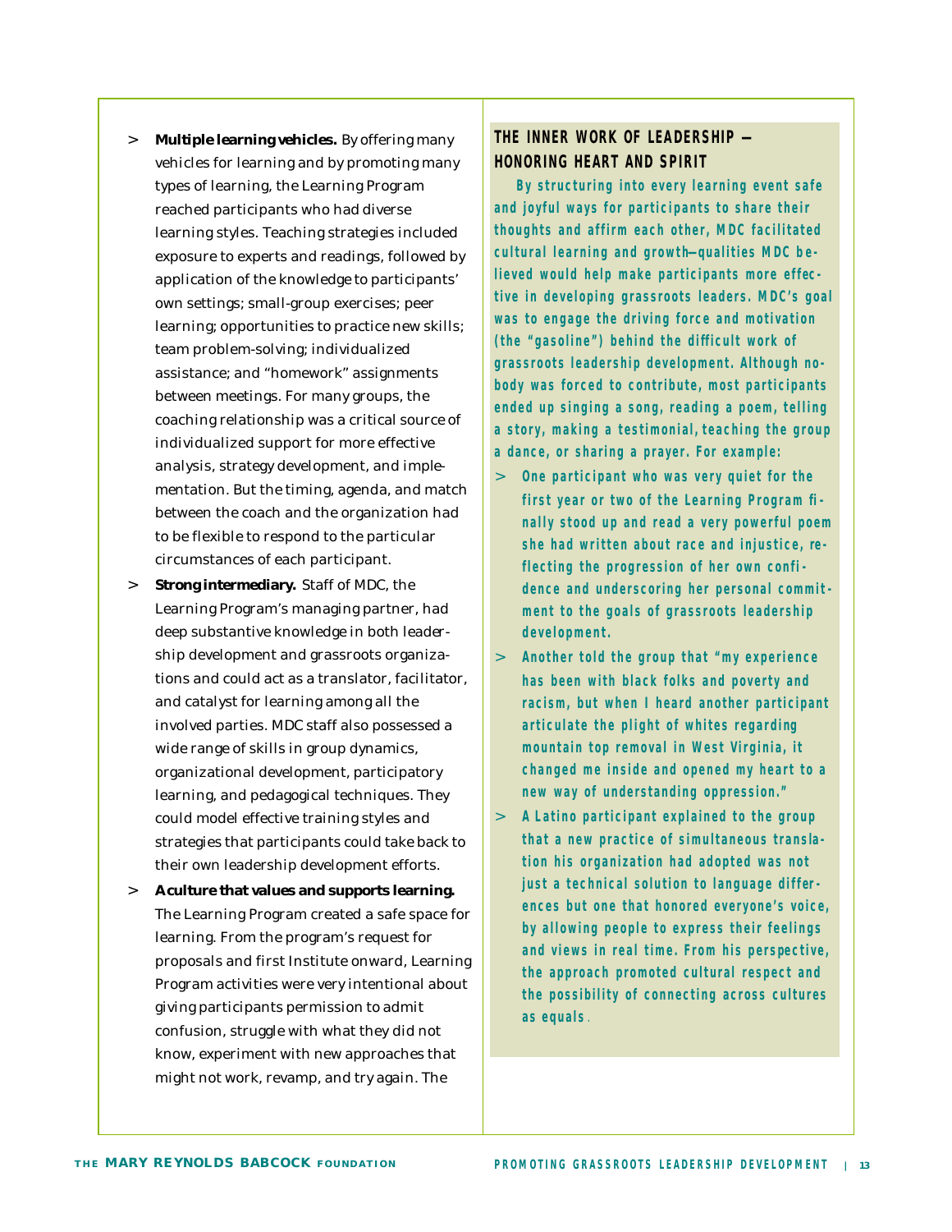- **Multiple learning vehicles.** By offering many vehicles for learning and by promoting many types of learning, the Learning Program reached participants who had diverse learning styles. Teaching strategies included exposure to experts and readings, followed by application of the knowledge to participants' own settings; small-group exercises; peer learning; opportunities to practice new skills; team problem-solving; individualized assistance; and "homework" assignments between meetings. For many groups, the coaching relationship was a critical source of individualized support for more effective analysis, strategy development, and implementation. But the timing, agenda, and match between the coach and the organization had to be flexible to respond to the particular circumstances of each participant.
- **Strong intermediary.** Staff of MDC, the Learning Program's managing partner, had deep substantive knowledge in both leadership development and grassroots organizations and could act as a translator, facilitator, and catalyst for learning among all the involved parties. MDC staff also possessed a wide range of skills in group dynamics, organizational development, participatory learning, and pedagogical techniques. They could model effective training styles and strategies that participants could take back to their own leadership development efforts.
- **A culture that values and supports learning.** The Learning Program created a safe space for learning. From the program's request for proposals and first Institute onward, Learning Program activities were very intentional about giving participants permission to admit confusion, struggle with what they did not know, experiment with new approaches that might not work, revamp, and try again. The

## THE INNER WORK OF LEADERSHIP — HONORING HEART AND SPIRIT

By structuring into every learning event safe and joyful ways for participants to share their thoughts and affirm each other, MDC facilitated cultural learning and growth—qualities MDC believed would help make participants more effective in developing grassroots leaders. MDC's goal was to engage the driving force and motivation (the "gasoline") behind the difficult work of grassroots leadership development. Although nobody was forced to contribute, most participants ended up singing a song, reading a poem, telling a story, making a testimonial, teaching the group a dance, or sharing a prayer. For example:

- One participant who was very quiet for the first year or two of the Learning Program finally stood up and read a very powerful poem she had written about race and injustice, reflecting the progression of her own confidence and underscoring her personal commitment to the goals of grassroots leadership development.
- Another told the group that "my experience has been with black folks and poverty and racism, but when I heard another participant articulate the plight of whites regarding mountain top removal in West Virginia, it changed me inside and opened my heart to a new way of understanding oppression."
- A Latino participant explained to the group that a new practice of simultaneous translation his organization had adopted was not just a technical solution to language differences but one that honored everyone's voice, by allowing people to express their feelings and views in real time. From his perspective, the approach promoted cultural respect and the possibility of connecting across cultures as equals.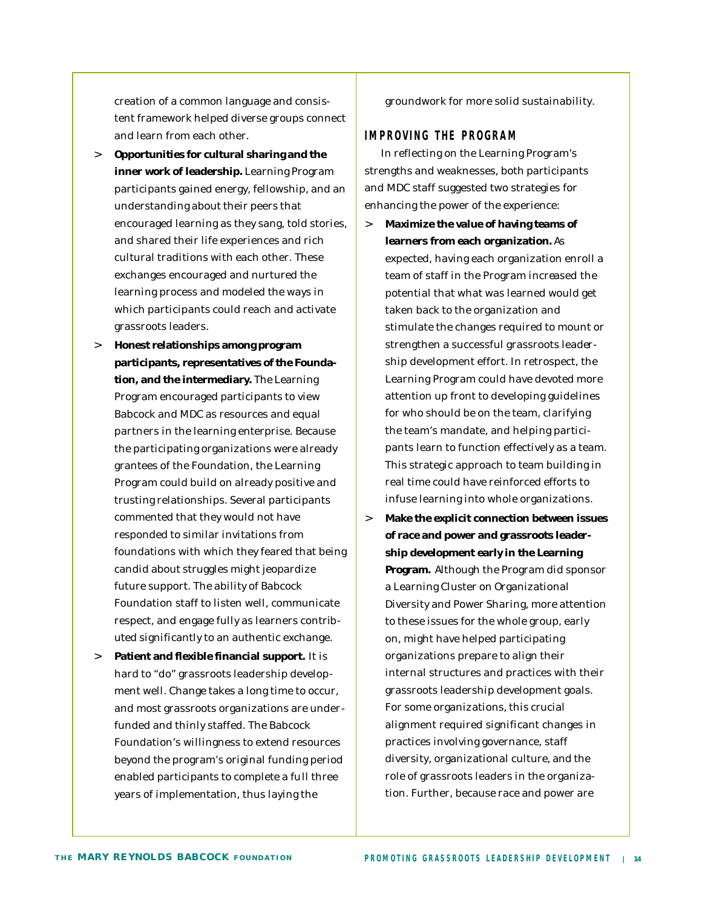creation of a common language and consistent framework helped diverse groups connect and learn from each other.

> **Opportunities for cultural sharing and the inner work of leadership.** Learning Program participants gained energy, fellowship, and an understanding about their peers that encouraged learning as they sang, told stories, and shared their life experiences and rich cultural traditions with each other. These exchanges encouraged and nurtured the learning process and modeled the ways in which participants could reach and activate grassroots leaders.

> **Honest relationships among program participants, representatives of the Foundation, and the intermediary.** The Learning Program encouraged participants to view Babcock and MDC as resources and equal partners in the learning enterprise. Because the participating organizations were already grantees of the Foundation, the Learning Program could build on already positive and trusting relationships. Several participants commented that they would not have responded to similar invitations from foundations with which they feared that being candid about struggles might jeopardize future support. The ability of Babcock Foundation staff to listen well, communicate respect, and engage fully as learners contributed significantly to an authentic exchange.

> **Patient and flexible financial support.** It is hard to "do" grassroots leadership development well. Change takes a long time to occur, and most grassroots organizations are underfunded and thinly staffed. The Babcock Foundation's willingness to extend resources beyond the program's original funding period enabled participants to complete a full three years of implementation, thus laying the groundwork for more solid sustainability.

## IMPROVING THE PROGRAM

In reflecting on the Learning Program's strengths and weaknesses, both participants and MDC staff suggested two strategies for enhancing the power of the experience:

> **Maximize the value of having teams of learners from each organization.** As expected, having each organization enroll a team of staff in the Program increased the potential that what was learned would get taken back to the organization and stimulate the changes required to mount or strengthen a successful grassroots leadership development effort. In retrospect, the Learning Program could have devoted more attention up front to developing guidelines for who should be on the team, clarifying the team's mandate, and helping participants learn to function effectively as a team. This strategic approach to team building in real time could have reinforced efforts to infuse learning into whole organizations.

> **Make the explicit connection between issues of race and power and grassroots leadership development early in the Learning Program.** Although the Program did sponsor a Learning Cluster on Organizational Diversity and Power Sharing, more attention to these issues for the whole group, early on, might have helped participating organizations prepare to align their internal structures and practices with their grassroots leadership development goals. For some organizations, this crucial alignment required significant changes in practices involving governance, staff diversity, organizational culture, and the role of grassroots leaders in the organization. Further, because race and power are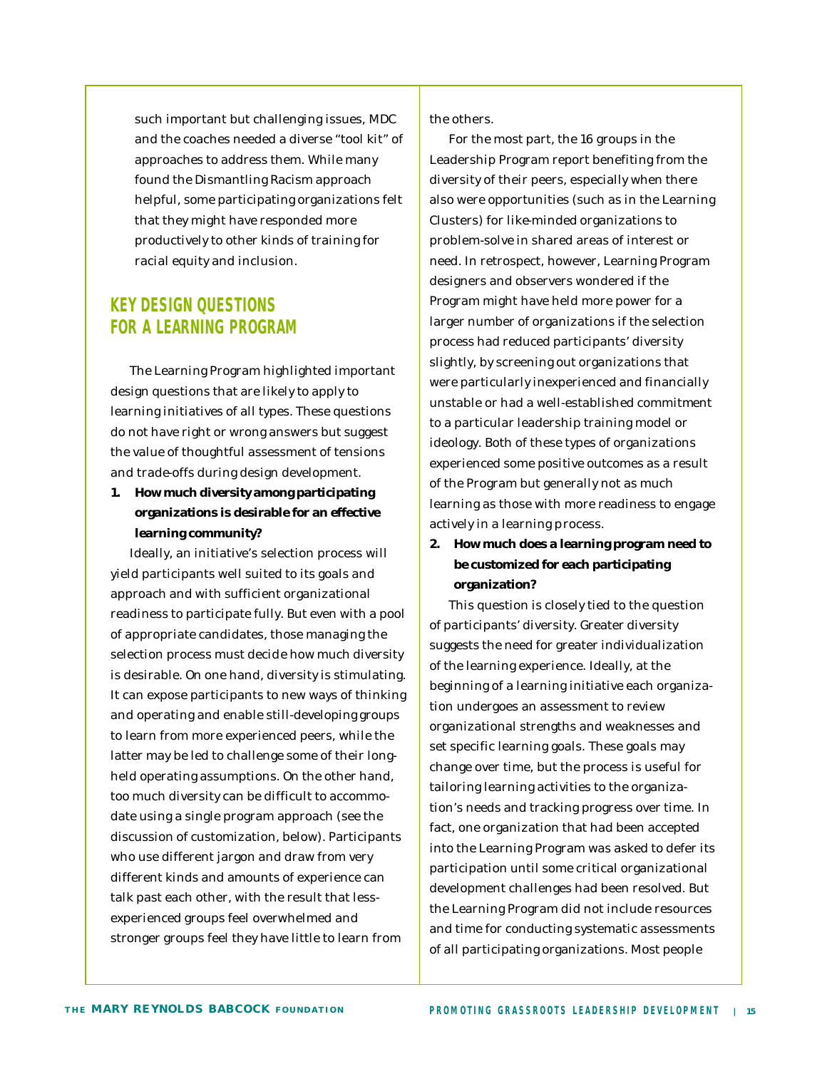such important but challenging issues, MDC and the coaches needed a diverse "tool kit" of approaches to address them. While many found the Dismantling Racism approach helpful, some participating organizations felt that they might have responded more productively to other kinds of training for racial equity and inclusion.

## KEY DESIGN QUESTIONS FOR A LEARNING PROGRAM

The Learning Program highlighted important design questions that are likely to apply to learning initiatives of all types. These questions do not have right or wrong answers but suggest the value of thoughtful assessment of tensions and trade-offs during design development.

**1. How much diversity among participating organizations is desirable for an effective learning community?**

Ideally, an initiative's selection process will yield participants well suited to its goals and approach and with sufficient organizational readiness to participate fully. But even with a pool of appropriate candidates, those managing the selection process must decide how much diversity is desirable. On one hand, diversity is stimulating. It can expose participants to new ways of thinking and operating and enable still-developing groups to learn from more experienced peers, while the latter may be led to challenge some of their long-held operating assumptions. On the other hand, too much diversity can be difficult to accommodate using a single program approach (see the discussion of customization, below). Participants who use different jargon and draw from very different kinds and amounts of experience can talk past each other, with the result that less-experienced groups feel overwhelmed and stronger groups feel they have little to learn from the others.

For the most part, the 16 groups in the Leadership Program report benefiting from the diversity of their peers, especially when there also were opportunities (such as in the Learning Clusters) for like-minded organizations to problem-solve in shared areas of interest or need. In retrospect, however, Learning Program designers and observers wondered if the Program might have held more power for a larger number of organizations if the selection process had reduced participants' diversity slightly, by screening out organizations that were particularly inexperienced and financially unstable or had a well-established commitment to a particular leadership training model or ideology. Both of these types of organizations experienced some positive outcomes as a result of the Program but generally not as much learning as those with more readiness to engage actively in a learning process.

**2. How much does a learning program need to be customized for each participating organization?**

This question is closely tied to the question of participants' diversity. Greater diversity suggests the need for greater individualization of the learning experience. Ideally, at the beginning of a learning initiative each organization undergoes an assessment to review organizational strengths and weaknesses and set specific learning goals. These goals may change over time, but the process is useful for tailoring learning activities to the organization's needs and tracking progress over time. In fact, one organization that had been accepted into the Learning Program was asked to defer its participation until some critical organizational development challenges had been resolved. But the Learning Program did not include resources and time for conducting systematic assessments of all participating organizations. Most people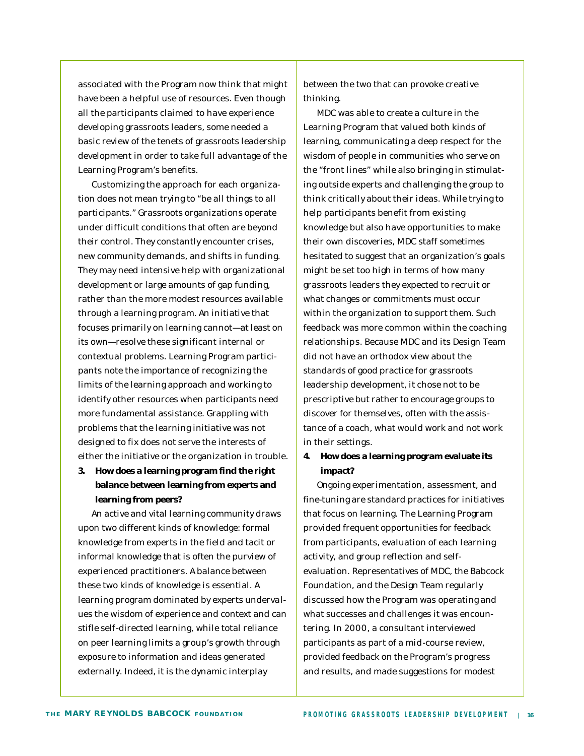associated with the Program now think that might have been a helpful use of resources. Even though all the participants claimed to have experience developing grassroots leaders, some needed a basic review of the tenets of grassroots leadership development in order to take full advantage of the Learning Program's benefits.

Customizing the approach for each organization does not mean trying to "be all things to all participants." Grassroots organizations operate under difficult conditions that often are beyond their control. They constantly encounter crises, new community demands, and shifts in funding. They may need intensive help with organizational development or large amounts of gap funding, rather than the more modest resources available through a learning program. An initiative that focuses primarily on learning cannot—at least on its own—resolve these significant internal or contextual problems. Learning Program participants note the importance of recognizing the limits of the learning approach and working to identify other resources when participants need more fundamental assistance. Grappling with problems that the learning initiative was not designed to fix does not serve the interests of either the initiative or the organization in trouble.

3. **How does a learning program find the right balance between learning from experts and learning from peers?**

An active and vital learning community draws upon two different kinds of knowledge: formal knowledge from experts in the field and tacit or informal knowledge that is often the purview of experienced practitioners. A balance between these two kinds of knowledge is essential. A learning program dominated by experts undervalues the wisdom of experience and context and can stifle self-directed learning, while total reliance on peer learning limits a group's growth through exposure to information and ideas generated externally. Indeed, it is the dynamic interplay between the two that can provoke creative thinking.

MDC was able to create a culture in the Learning Program that valued both kinds of learning, communicating a deep respect for the wisdom of people in communities who serve on the "front lines" while also bringing in stimulating outside experts and challenging the group to think critically about their ideas. While trying to help participants benefit from existing knowledge but also have opportunities to make their own discoveries, MDC staff sometimes hesitated to suggest that an organization's goals might be set too high in terms of how many grassroots leaders they expected to recruit or what changes or commitments must occur within the organization to support them. Such feedback was more common within the coaching relationships. Because MDC and its Design Team did not have an orthodox view about the standards of good practice for grassroots leadership development, it chose not to be prescriptive but rather to encourage groups to discover for themselves, often with the assistance of a coach, what would work and not work in their settings.

4. **How does a learning program evaluate its impact?**

Ongoing experimentation, assessment, and fine-tuning are standard practices for initiatives that focus on learning. The Learning Program provided frequent opportunities for feedback from participants, evaluation of each learning activity, and group reflection and self-evaluation. Representatives of MDC, the Babcock Foundation, and the Design Team regularly discussed how the Program was operating and what successes and challenges it was encountering. In 2000, a consultant interviewed participants as part of a mid-course review, provided feedback on the Program's progress and results, and made suggestions for modest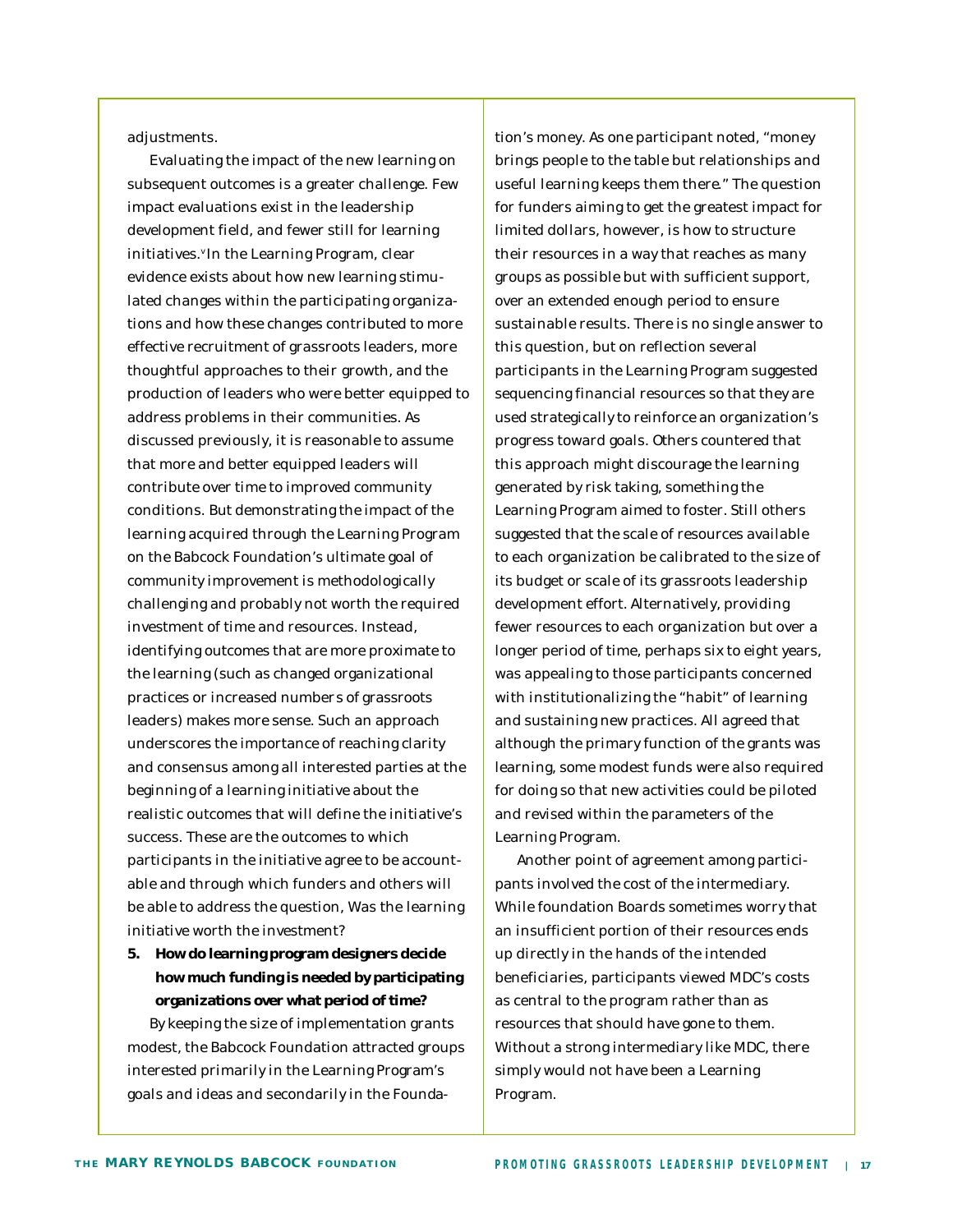adjustments.

Evaluating the impact of the new learning on subsequent outcomes is a greater challenge. Few impact evaluations exist in the leadership development field, and fewer still for learning initiatives.[v] In the Learning Program, clear evidence exists about how new learning stimulated changes within the participating organizations and how these changes contributed to more effective recruitment of grassroots leaders, more thoughtful approaches to their growth, and the production of leaders who were better equipped to address problems in their communities. As discussed previously, it is reasonable to assume that more and better equipped leaders will contribute over time to improved community conditions. But demonstrating the impact of the learning acquired through the Learning Program on the Babcock Foundation's ultimate goal of community improvement is methodologically challenging and probably not worth the required investment of time and resources. Instead, identifying outcomes that are more proximate to the learning (such as changed organizational practices or increased numbers of grassroots leaders) makes more sense. Such an approach underscores the importance of reaching clarity and consensus among all interested parties at the beginning of a learning initiative about the realistic outcomes that will define the initiative's success. These are the outcomes to which participants in the initiative agree to be accountable and through which funders and others will be able to address the question, Was the learning initiative worth the investment?

5. **How do learning program designers decide how much funding is needed by participating organizations over what period of time?**

By keeping the size of implementation grants modest, the Babcock Foundation attracted groups interested primarily in the Learning Program's goals and ideas and secondarily in the Foundation's money. As one participant noted, "money brings people to the table but relationships and useful learning keeps them there." The question for funders aiming to get the greatest impact for limited dollars, however, is how to structure their resources in a way that reaches as many groups as possible but with sufficient support, over an extended enough period to ensure sustainable results. There is no single answer to this question, but on reflection several participants in the Learning Program suggested sequencing financial resources so that they are used strategically to reinforce an organization's progress toward goals. Others countered that this approach might discourage the learning generated by risk taking, something the Learning Program aimed to foster. Still others suggested that the scale of resources available to each organization be calibrated to the size of its budget or scale of its grassroots leadership development effort. Alternatively, providing fewer resources to each organization but over a longer period of time, perhaps six to eight years, was appealing to those participants concerned with institutionalizing the "habit" of learning and sustaining new practices. All agreed that although the primary function of the grants was learning, some modest funds were also required for doing so that new activities could be piloted and revised within the parameters of the Learning Program.

Another point of agreement among participants involved the cost of the intermediary. While foundation Boards sometimes worry that an insufficient portion of their resources ends up directly in the hands of the intended beneficiaries, participants viewed MDC's costs as central to the program rather than as resources that should have gone to them. Without a strong intermediary like MDC, there simply would not have been a Learning Program.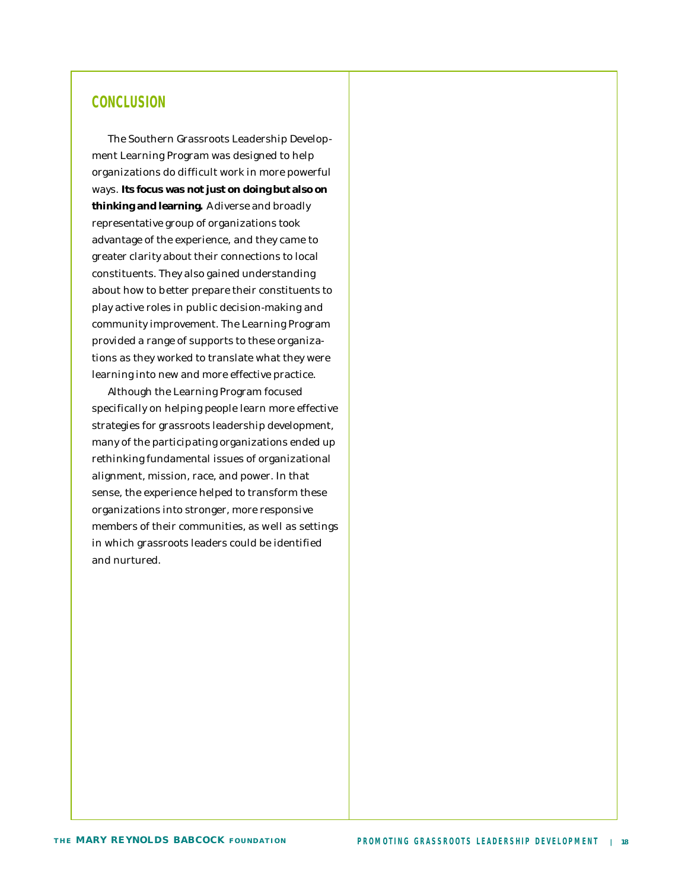## CONCLUSION

The Southern Grassroots Leadership Development Learning Program was designed to help organizations do difficult work in more powerful ways. **Its focus was not just on doing but also on thinking and learning.** A diverse and broadly representative group of organizations took advantage of the experience, and they came to greater clarity about their connections to local constituents. They also gained understanding about how to better prepare their constituents to play active roles in public decision-making and community improvement. The Learning Program provided a range of supports to these organizations as they worked to translate what they were learning into new and more effective practice.

Although the Learning Program focused specifically on helping people learn more effective strategies for grassroots leadership development, many of the participating organizations ended up rethinking fundamental issues of organizational alignment, mission, race, and power. In that sense, the experience helped to transform these organizations into stronger, more responsive members of their communities, as well as settings in which grassroots leaders could be identified and nurtured.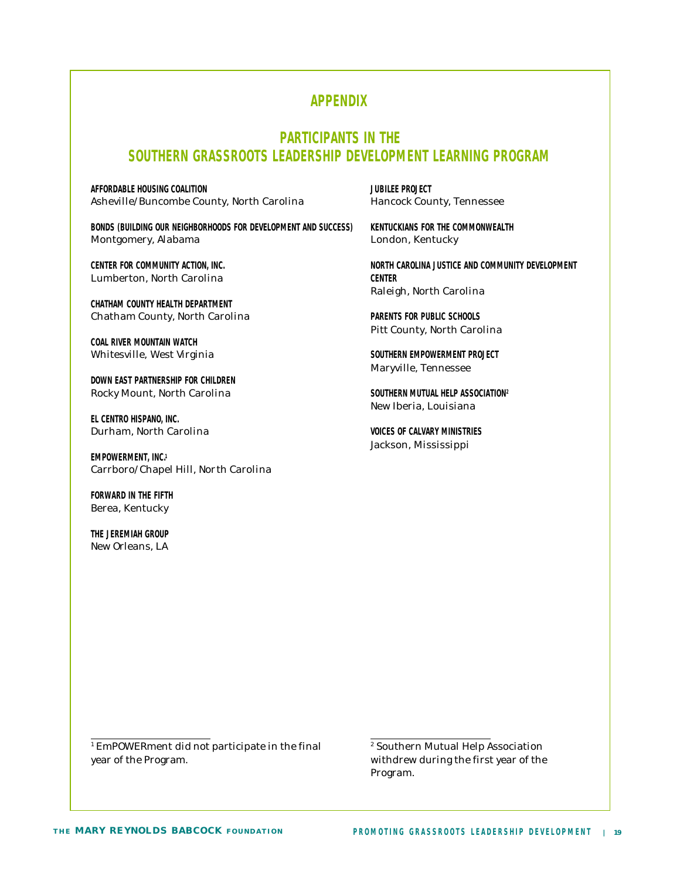# APPENDIX

## PARTICIPANTS IN THE SOUTHERN GRASSROOTS LEADERSHIP DEVELOPMENT LEARNING PROGRAM

**AFFORDABLE HOUSING COALITION**
Asheville/Buncombe County, North Carolina

**BONDS (BUILDING OUR NEIGHBORHOODS FOR DEVELOPMENT AND SUCCESS)**
Montgomery, Alabama

**CENTER FOR COMMUNITY ACTION, INC.**
Lumberton, North Carolina

**CHATHAM COUNTY HEALTH DEPARTMENT**
Chatham County, North Carolina

**COAL RIVER MOUNTAIN WATCH**
Whitesville, West Virginia

**DOWN EAST PARTNERSHIP FOR CHILDREN**
Rocky Mount, North Carolina

**EL CENTRO HISPANO, INC.**
Durham, North Carolina

**EMPOWERMENT, INC.**[1]
Carrboro/Chapel Hill, North Carolina

**FORWARD IN THE FIFTH**
Berea, Kentucky

**THE JEREMIAH GROUP**
New Orleans, LA

**JUBILEE PROJECT**
Hancock County, Tennessee

**KENTUCKIANS FOR THE COMMONWEALTH**
London, Kentucky

**NORTH CAROLINA JUSTICE AND COMMUNITY DEVELOPMENT CENTER**
Raleigh, North Carolina

**PARENTS FOR PUBLIC SCHOOLS**
Pitt County, North Carolina

**SOUTHERN EMPOWERMENT PROJECT**
Maryville, Tennessee

**SOUTHERN MUTUAL HELP ASSOCIATION**[2]
New Iberia, Louisiana

**VOICES OF CALVARY MINISTRIES**
Jackson, Mississippi

---

[1] EmPOWERment did not participate in the final year of the Program.

[2] Southern Mutual Help Association withdrew during the first year of the Program.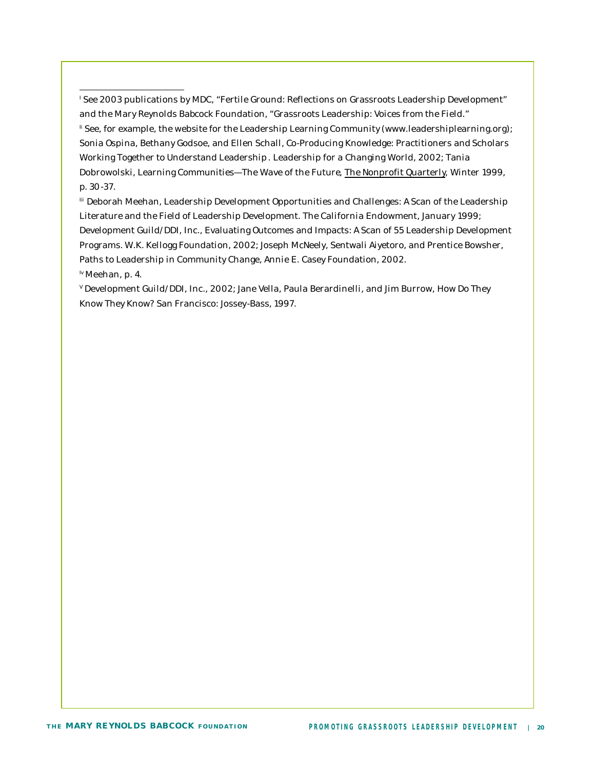[i] See 2003 publications by MDC, "Fertile Ground: Reflections on Grassroots Leadership Development" and the Mary Reynolds Babcock Foundation, "Grassroots Leadership: Voices from the Field."

[ii] See, for example, the website for the Leadership Learning Community (www.leadershiplearning.org); Sonia Ospina, Bethany Godsoe, and Ellen Schall, Co-Producing Knowledge: Practitioners and Scholars Working Together to Understand Leadership. Leadership for a Changing World, 2002; Tania Dobrowolski, Learning Communities—The Wave of the Future, The Nonprofit Quarterly, Winter 1999, p. 30-37.

[iii] Deborah Meehan, Leadership Development Opportunities and Challenges: A Scan of the Leadership Literature and the Field of Leadership Development. The California Endowment, January 1999; Development Guild/DDI, Inc., Evaluating Outcomes and Impacts: A Scan of 55 Leadership Development Programs. W.K. Kellogg Foundation, 2002; Joseph McNeely, Sentwali Aiyetoro, and Prentice Bowsher, Paths to Leadership in Community Change, Annie E. Casey Foundation, 2002.

[iv] Meehan, p. 4.

[v] Development Guild/DDI, Inc., 2002; Jane Vella, Paula Berardinelli, and Jim Burrow, How Do They Know They Know? San Francisco: Jossey-Bass, 1997.